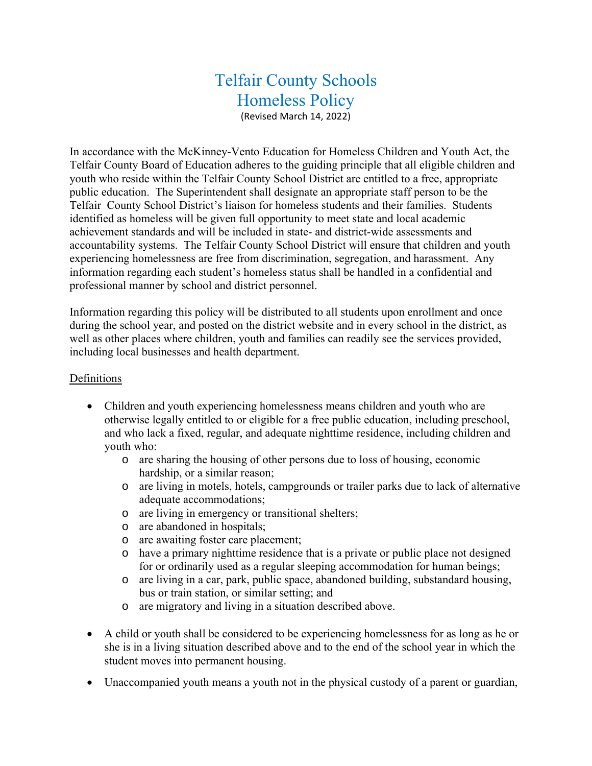# Telfair County Schools
# Homeless Policy

(Revised March 14, 2022)

In accordance with the McKinney-Vento Education for Homeless Children and Youth Act, the Telfair County Board of Education adheres to the guiding principle that all eligible children and youth who reside within the Telfair County School District are entitled to a free, appropriate public education. The Superintendent shall designate an appropriate staff person to be the Telfair County School District's liaison for homeless students and their families. Students identified as homeless will be given full opportunity to meet state and local academic achievement standards and will be included in state- and district-wide assessments and accountability systems. The Telfair County School District will ensure that children and youth experiencing homelessness are free from discrimination, segregation, and harassment. Any information regarding each student's homeless status shall be handled in a confidential and professional manner by school and district personnel.

Information regarding this policy will be distributed to all students upon enrollment and once during the school year, and posted on the district website and in every school in the district, as well as other places where children, youth and families can readily see the services provided, including local businesses and health department.

<u>Definitions</u>

- Children and youth experiencing homelessness means children and youth who are otherwise legally entitled to or eligible for a free public education, including preschool, and who lack a fixed, regular, and adequate nighttime residence, including children and youth who:
    - are sharing the housing of other persons due to loss of housing, economic hardship, or a similar reason;
    - are living in motels, hotels, campgrounds or trailer parks due to lack of alternative adequate accommodations;
    - are living in emergency or transitional shelters;
    - are abandoned in hospitals;
    - are awaiting foster care placement;
    - have a primary nighttime residence that is a private or public place not designed for or ordinarily used as a regular sleeping accommodation for human beings;
    - are living in a car, park, public space, abandoned building, substandard housing, bus or train station, or similar setting; and
    - are migratory and living in a situation described above.

- A child or youth shall be considered to be experiencing homelessness for as long as he or she is in a living situation described above and to the end of the school year in which the student moves into permanent housing.

- Unaccompanied youth means a youth not in the physical custody of a parent or guardian,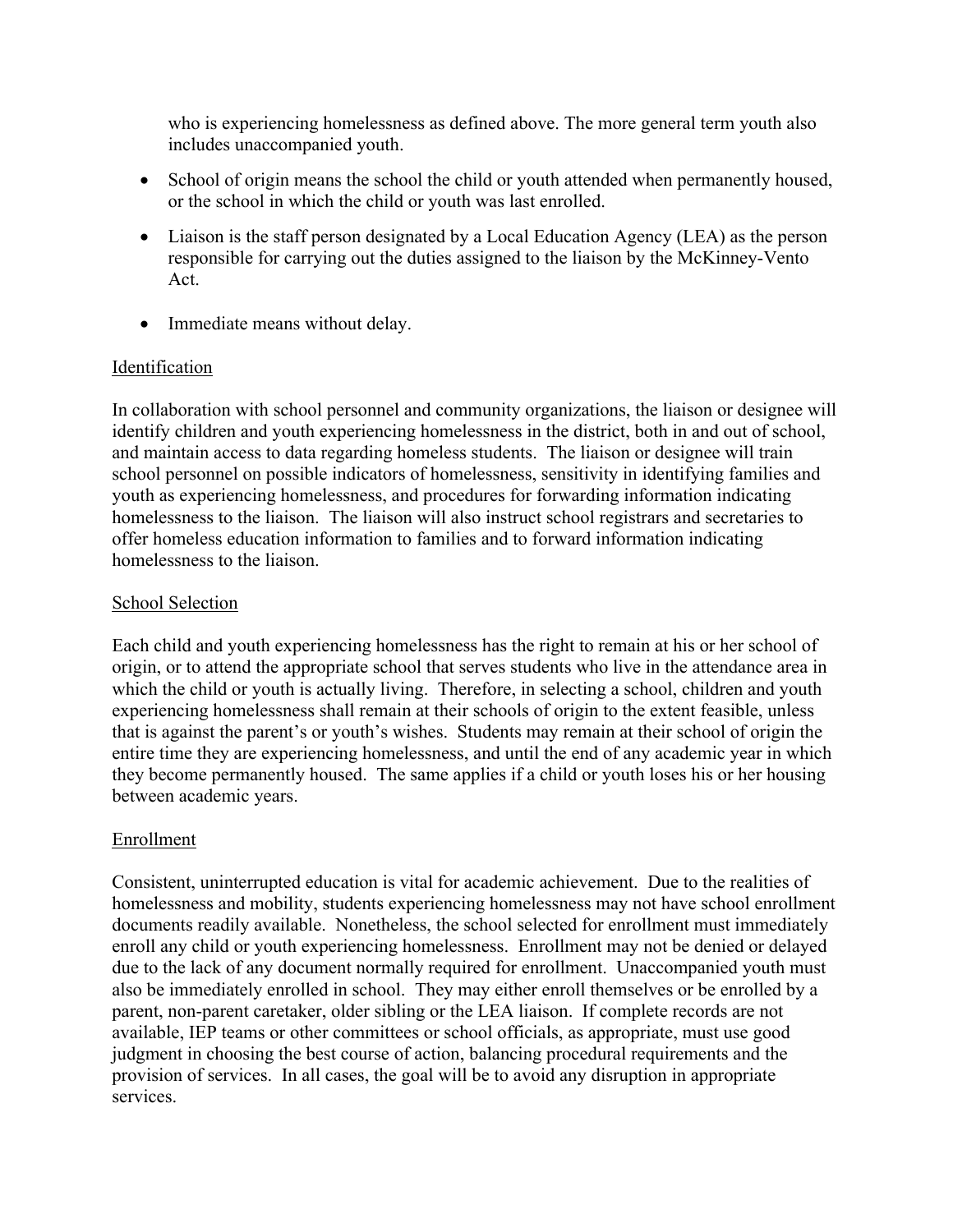who is experiencing homelessness as defined above. The more general term youth also includes unaccompanied youth.

- School of origin means the school the child or youth attended when permanently housed, or the school in which the child or youth was last enrolled.

- Liaison is the staff person designated by a Local Education Agency (LEA) as the person responsible for carrying out the duties assigned to the liaison by the McKinney-Vento Act.

- Immediate means without delay.

<u>Identification</u>

In collaboration with school personnel and community organizations, the liaison or designee will identify children and youth experiencing homelessness in the district, both in and out of school, and maintain access to data regarding homeless students. The liaison or designee will train school personnel on possible indicators of homelessness, sensitivity in identifying families and youth as experiencing homelessness, and procedures for forwarding information indicating homelessness to the liaison. The liaison will also instruct school registrars and secretaries to offer homeless education information to families and to forward information indicating homelessness to the liaison.

<u>School Selection</u>

Each child and youth experiencing homelessness has the right to remain at his or her school of origin, or to attend the appropriate school that serves students who live in the attendance area in which the child or youth is actually living. Therefore, in selecting a school, children and youth experiencing homelessness shall remain at their schools of origin to the extent feasible, unless that is against the parent's or youth's wishes. Students may remain at their school of origin the entire time they are experiencing homelessness, and until the end of any academic year in which they become permanently housed. The same applies if a child or youth loses his or her housing between academic years.

<u>Enrollment</u>

Consistent, uninterrupted education is vital for academic achievement. Due to the realities of homelessness and mobility, students experiencing homelessness may not have school enrollment documents readily available. Nonetheless, the school selected for enrollment must immediately enroll any child or youth experiencing homelessness. Enrollment may not be denied or delayed due to the lack of any document normally required for enrollment. Unaccompanied youth must also be immediately enrolled in school. They may either enroll themselves or be enrolled by a parent, non-parent caretaker, older sibling or the LEA liaison. If complete records are not available, IEP teams or other committees or school officials, as appropriate, must use good judgment in choosing the best course of action, balancing procedural requirements and the provision of services. In all cases, the goal will be to avoid any disruption in appropriate services.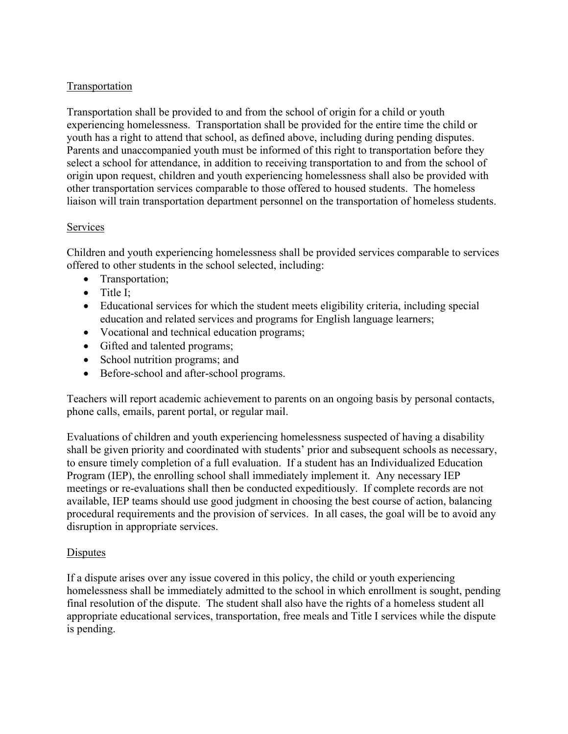## Transportation

Transportation shall be provided to and from the school of origin for a child or youth experiencing homelessness. Transportation shall be provided for the entire time the child or youth has a right to attend that school, as defined above, including during pending disputes. Parents and unaccompanied youth must be informed of this right to transportation before they select a school for attendance, in addition to receiving transportation to and from the school of origin upon request, children and youth experiencing homelessness shall also be provided with other transportation services comparable to those offered to housed students. The homeless liaison will train transportation department personnel on the transportation of homeless students.

## Services

Children and youth experiencing homelessness shall be provided services comparable to services offered to other students in the school selected, including:

- Transportation;
- Title I;
- Educational services for which the student meets eligibility criteria, including special education and related services and programs for English language learners;
- Vocational and technical education programs;
- Gifted and talented programs;
- School nutrition programs; and
- Before-school and after-school programs.

Teachers will report academic achievement to parents on an ongoing basis by personal contacts, phone calls, emails, parent portal, or regular mail.

Evaluations of children and youth experiencing homelessness suspected of having a disability shall be given priority and coordinated with students' prior and subsequent schools as necessary, to ensure timely completion of a full evaluation. If a student has an Individualized Education Program (IEP), the enrolling school shall immediately implement it. Any necessary IEP meetings or re-evaluations shall then be conducted expeditiously. If complete records are not available, IEP teams should use good judgment in choosing the best course of action, balancing procedural requirements and the provision of services. In all cases, the goal will be to avoid any disruption in appropriate services.

## Disputes

If a dispute arises over any issue covered in this policy, the child or youth experiencing homelessness shall be immediately admitted to the school in which enrollment is sought, pending final resolution of the dispute. The student shall also have the rights of a homeless student all appropriate educational services, transportation, free meals and Title I services while the dispute is pending.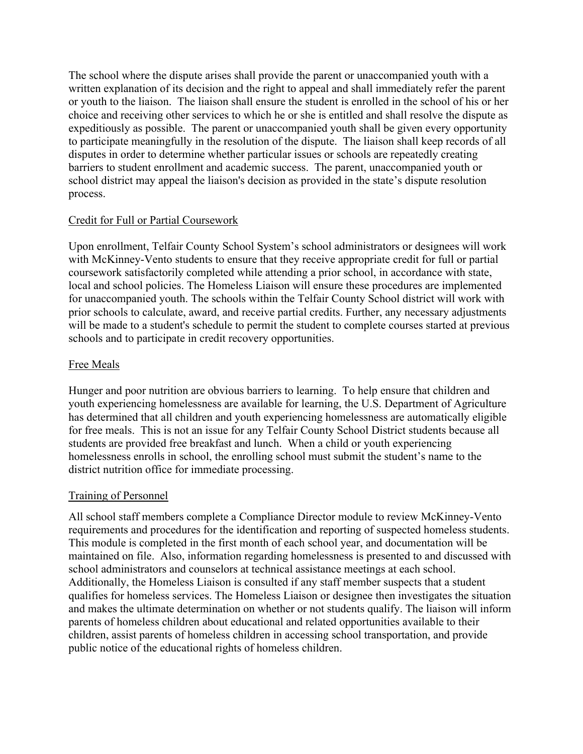The school where the dispute arises shall provide the parent or unaccompanied youth with a written explanation of its decision and the right to appeal and shall immediately refer the parent or youth to the liaison. The liaison shall ensure the student is enrolled in the school of his or her choice and receiving other services to which he or she is entitled and shall resolve the dispute as expeditiously as possible. The parent or unaccompanied youth shall be given every opportunity to participate meaningfully in the resolution of the dispute. The liaison shall keep records of all disputes in order to determine whether particular issues or schools are repeatedly creating barriers to student enrollment and academic success. The parent, unaccompanied youth or school district may appeal the liaison's decision as provided in the state's dispute resolution process.

## Credit for Full or Partial Coursework

Upon enrollment, Telfair County School System's school administrators or designees will work with McKinney-Vento students to ensure that they receive appropriate credit for full or partial coursework satisfactorily completed while attending a prior school, in accordance with state, local and school policies. The Homeless Liaison will ensure these procedures are implemented for unaccompanied youth. The schools within the Telfair County School district will work with prior schools to calculate, award, and receive partial credits. Further, any necessary adjustments will be made to a student's schedule to permit the student to complete courses started at previous schools and to participate in credit recovery opportunities.

## Free Meals

Hunger and poor nutrition are obvious barriers to learning. To help ensure that children and youth experiencing homelessness are available for learning, the U.S. Department of Agriculture has determined that all children and youth experiencing homelessness are automatically eligible for free meals. This is not an issue for any Telfair County School District students because all students are provided free breakfast and lunch. When a child or youth experiencing homelessness enrolls in school, the enrolling school must submit the student's name to the district nutrition office for immediate processing.

## Training of Personnel

All school staff members complete a Compliance Director module to review McKinney-Vento requirements and procedures for the identification and reporting of suspected homeless students. This module is completed in the first month of each school year, and documentation will be maintained on file. Also, information regarding homelessness is presented to and discussed with school administrators and counselors at technical assistance meetings at each school. Additionally, the Homeless Liaison is consulted if any staff member suspects that a student qualifies for homeless services. The Homeless Liaison or designee then investigates the situation and makes the ultimate determination on whether or not students qualify. The liaison will inform parents of homeless children about educational and related opportunities available to their children, assist parents of homeless children in accessing school transportation, and provide public notice of the educational rights of homeless children.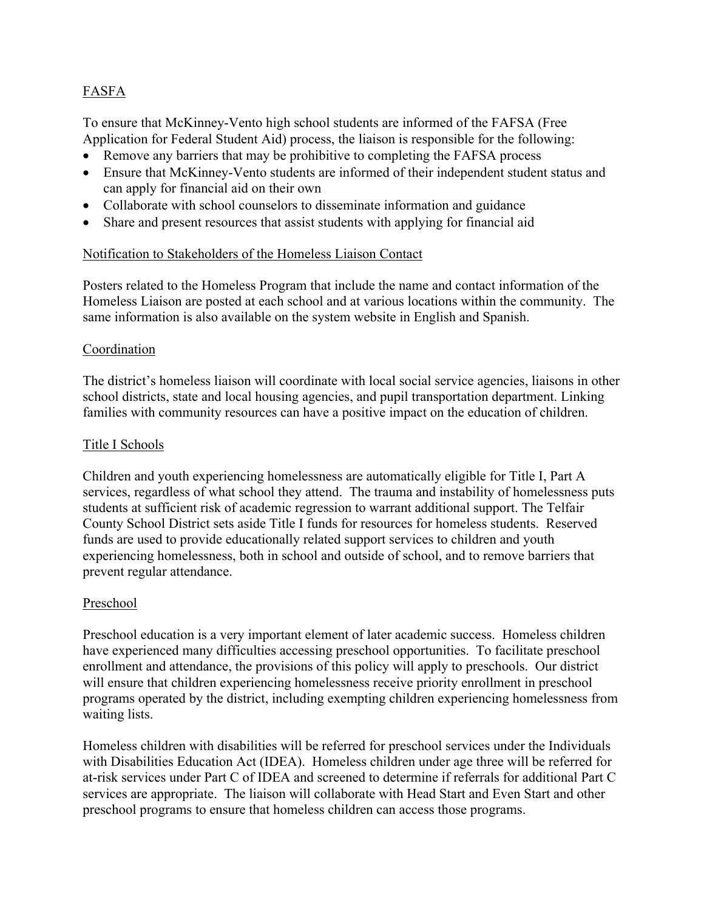## FASFA

To ensure that McKinney-Vento high school students are informed of the FAFSA (Free Application for Federal Student Aid) process, the liaison is responsible for the following:

- Remove any barriers that may be prohibitive to completing the FAFSA process
- Ensure that McKinney-Vento students are informed of their independent student status and can apply for financial aid on their own
- Collaborate with school counselors to disseminate information and guidance
- Share and present resources that assist students with applying for financial aid

## Notification to Stakeholders of the Homeless Liaison Contact

Posters related to the Homeless Program that include the name and contact information of the Homeless Liaison are posted at each school and at various locations within the community. The same information is also available on the system website in English and Spanish.

## Coordination

The district's homeless liaison will coordinate with local social service agencies, liaisons in other school districts, state and local housing agencies, and pupil transportation department. Linking families with community resources can have a positive impact on the education of children.

## Title I Schools

Children and youth experiencing homelessness are automatically eligible for Title I, Part A services, regardless of what school they attend. The trauma and instability of homelessness puts students at sufficient risk of academic regression to warrant additional support. The Telfair County School District sets aside Title I funds for resources for homeless students. Reserved funds are used to provide educationally related support services to children and youth experiencing homelessness, both in school and outside of school, and to remove barriers that prevent regular attendance.

## Preschool

Preschool education is a very important element of later academic success. Homeless children have experienced many difficulties accessing preschool opportunities. To facilitate preschool enrollment and attendance, the provisions of this policy will apply to preschools. Our district will ensure that children experiencing homelessness receive priority enrollment in preschool programs operated by the district, including exempting children experiencing homelessness from waiting lists.

Homeless children with disabilities will be referred for preschool services under the Individuals with Disabilities Education Act (IDEA). Homeless children under age three will be referred for at-risk services under Part C of IDEA and screened to determine if referrals for additional Part C services are appropriate. The liaison will collaborate with Head Start and Even Start and other preschool programs to ensure that homeless children can access those programs.